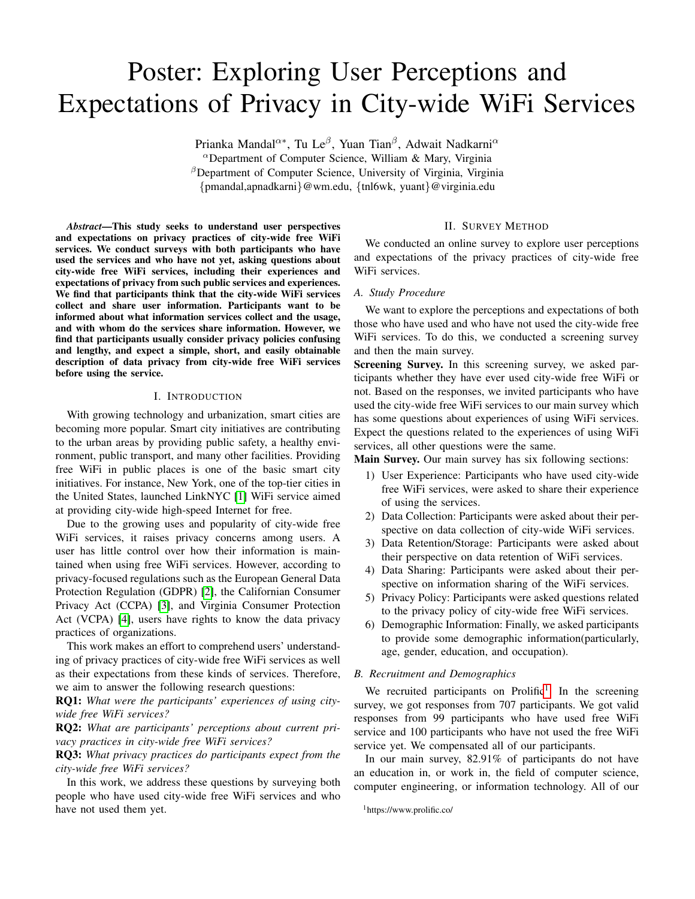# Poster: Exploring User Perceptions and Expectations of Privacy in City-wide WiFi Services

Prianka Mandal[α∗], Tu Le[β], Yuan Tian[β], Adwait Nadkarni[α]

[α]Department of Computer Science, William & Mary, Virginia

[β]Department of Computer Science, University of Virginia, Virginia

{pmandal,apnadkarni}@wm.edu, {tnl6wk, yuant}@virginia.edu

***Abstract*—This study seeks to understand user perspectives and expectations on privacy practices of city-wide free WiFi services. We conduct surveys with both participants who have used the services and who have not yet, asking questions about city-wide free WiFi services, including their experiences and expectations of privacy from such public services and experiences. We find that participants think that the city-wide WiFi services collect and share user information. Participants want to be informed about what information services collect and the usage, and with whom do the services share information. However, we find that participants usually consider privacy policies confusing and lengthy, and expect a simple, short, and easily obtainable description of data privacy from city-wide free WiFi services before using the service.**

## I. Introduction

With growing technology and urbanization, smart cities are becoming more popular. Smart city initiatives are contributing to the urban areas by providing public safety, a healthy environment, public transport, and many other facilities. Providing free WiFi in public places is one of the basic smart city initiatives. For instance, New York, one of the top-tier cities in the United States, launched LinkNYC [1] WiFi service aimed at providing city-wide high-speed Internet for free.

Due to the growing uses and popularity of city-wide free WiFi services, it raises privacy concerns among users. A user has little control over how their information is maintained when using free WiFi services. However, according to privacy-focused regulations such as the European General Data Protection Regulation (GDPR) [2], the Californian Consumer Privacy Act (CCPA) [3], and Virginia Consumer Protection Act (VCPA) [4], users have rights to know the data privacy practices of organizations.

This work makes an effort to comprehend users' understanding of privacy practices of city-wide free WiFi services as well as their expectations from these kinds of services. Therefore, we aim to answer the following research questions:

**RQ1:** *What were the participants' experiences of using city-wide free WiFi services?*

**RQ2:** *What are participants' perceptions about current privacy practices in city-wide free WiFi services?*

**RQ3:** *What privacy practices do participants expect from the city-wide free WiFi services?*

In this work, we address these questions by surveying both people who have used city-wide free WiFi services and who have not used them yet.

## II. Survey Method

We conducted an online survey to explore user perceptions and expectations of the privacy practices of city-wide free WiFi services.

### A. Study Procedure

We want to explore the perceptions and expectations of both those who have used and who have not used the city-wide free WiFi services. To do this, we conducted a screening survey and then the main survey.

**Screening Survey.** In this screening survey, we asked participants whether they have ever used city-wide free WiFi or not. Based on the responses, we invited participants who have used the city-wide free WiFi services to our main survey which has some questions about experiences of using WiFi services. Expect the questions related to the experiences of using WiFi services, all other questions were the same.

**Main Survey.** Our main survey has six following sections:

1) User Experience: Participants who have used city-wide free WiFi services, were asked to share their experience of using the services.
2) Data Collection: Participants were asked about their perspective on data collection of city-wide WiFi services.
3) Data Retention/Storage: Participants were asked about their perspective on data retention of WiFi services.
4) Data Sharing: Participants were asked about their perspective on information sharing of the WiFi services.
5) Privacy Policy: Participants were asked questions related to the privacy policy of city-wide free WiFi services.
6) Demographic Information: Finally, we asked participants to provide some demographic information(particularly, age, gender, education, and occupation).

### B. Recruitment and Demographics

We recruited participants on Prolific[1]. In the screening survey, we got responses from 707 participants. We got valid responses from 99 participants who have used free WiFi service and 100 participants who have not used the free WiFi service yet. We compensated all of our participants.

In our main survey, 82.91% of participants do not have an education in, or work in, the field of computer science, computer engineering, or information technology. All of our

[1]https://www.prolific.co/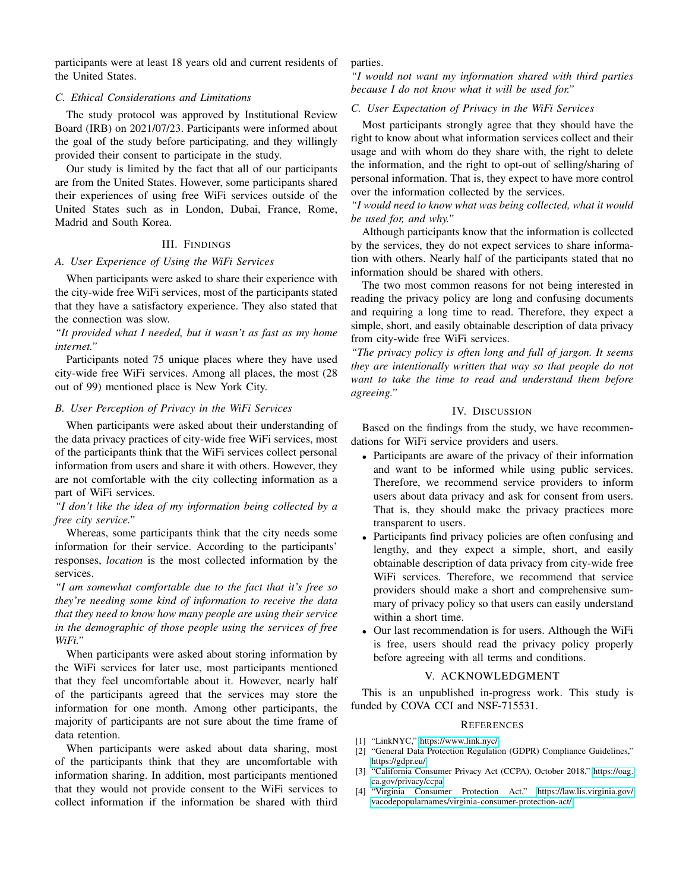participants were at least 18 years old and current residents of the United States.

### C. Ethical Considerations and Limitations

The study protocol was approved by Institutional Review Board (IRB) on 2021/07/23. Participants were informed about the goal of the study before participating, and they willingly provided their consent to participate in the study.

Our study is limited by the fact that all of our participants are from the United States. However, some participants shared their experiences of using free WiFi services outside of the United States such as in London, Dubai, France, Rome, Madrid and South Korea.

## III. Findings

### A. User Experience of Using the WiFi Services

When participants were asked to share their experience with the city-wide free WiFi services, most of the participants stated that they have a satisfactory experience. They also stated that the connection was slow.

*"It provided what I needed, but it wasn't as fast as my home internet."*

Participants noted 75 unique places where they have used city-wide free WiFi services. Among all places, the most (28 out of 99) mentioned place is New York City.

### B. User Perception of Privacy in the WiFi Services

When participants were asked about their understanding of the data privacy practices of city-wide free WiFi services, most of the participants think that the WiFi services collect personal information from users and share it with others. However, they are not comfortable with the city collecting information as a part of WiFi services.

*"I don't like the idea of my information being collected by a free city service."*

Whereas, some participants think that the city needs some information for their service. According to the participants' responses, *location* is the most collected information by the services.

*"I am somewhat comfortable due to the fact that it's free so they're needing some kind of information to receive the data that they need to know how many people are using their service in the demographic of those people using the services of free WiFi."*

When participants were asked about storing information by the WiFi services for later use, most participants mentioned that they feel uncomfortable about it. However, nearly half of the participants agreed that the services may store the information for one month. Among other participants, the majority of participants are not sure about the time frame of data retention.

When participants were asked about data sharing, most of the participants think that they are uncomfortable with information sharing. In addition, most participants mentioned that they would not provide consent to the WiFi services to collect information if the information be shared with third parties.

*"I would not want my information shared with third parties because I do not know what it will be used for."*

### C. User Expectation of Privacy in the WiFi Services

Most participants strongly agree that they should have the right to know about what information services collect and their usage and with whom do they share with, the right to delete the information, and the right to opt-out of selling/sharing of personal information. That is, they expect to have more control over the information collected by the services.

*"I would need to know what was being collected, what it would be used for, and why."*

Although participants know that the information is collected by the services, they do not expect services to share information with others. Nearly half of the participants stated that no information should be shared with others.

The two most common reasons for not being interested in reading the privacy policy are long and confusing documents and requiring a long time to read. Therefore, they expect a simple, short, and easily obtainable description of data privacy from city-wide free WiFi services.

*"The privacy policy is often long and full of jargon. It seems they are intentionally written that way so that people do not want to take the time to read and understand them before agreeing."*

## IV. Discussion

Based on the findings from the study, we have recommendations for WiFi service providers and users.

- Participants are aware of the privacy of their information and want to be informed while using public services. Therefore, we recommend service providers to inform users about data privacy and ask for consent from users. That is, they should make the privacy practices more transparent to users.
- Participants find privacy policies are often confusing and lengthy, and they expect a simple, short, and easily obtainable description of data privacy from city-wide free WiFi services. Therefore, we recommend that service providers should make a short and comprehensive summary of privacy policy so that users can easily understand within a short time.
- Our last recommendation is for users. Although the WiFi is free, users should read the privacy policy properly before agreeing with all terms and conditions.

## V. Acknowledgment

This is an unpublished in-progress work. This study is funded by COVA CCI and NSF-715531.

## References

[1] "LinkNYC," https://www.link.nyc/

[2] "General Data Protection Regulation (GDPR) Compliance Guidelines," https://gdpr.eu/

[3] "California Consumer Privacy Act (CCPA), October 2018," https://oag.ca.gov/privacy/ccpa

[4] "Virginia Consumer Protection Act," https://law.lis.virginia.gov/vacodepopularnames/virginia-consumer-protection-act/